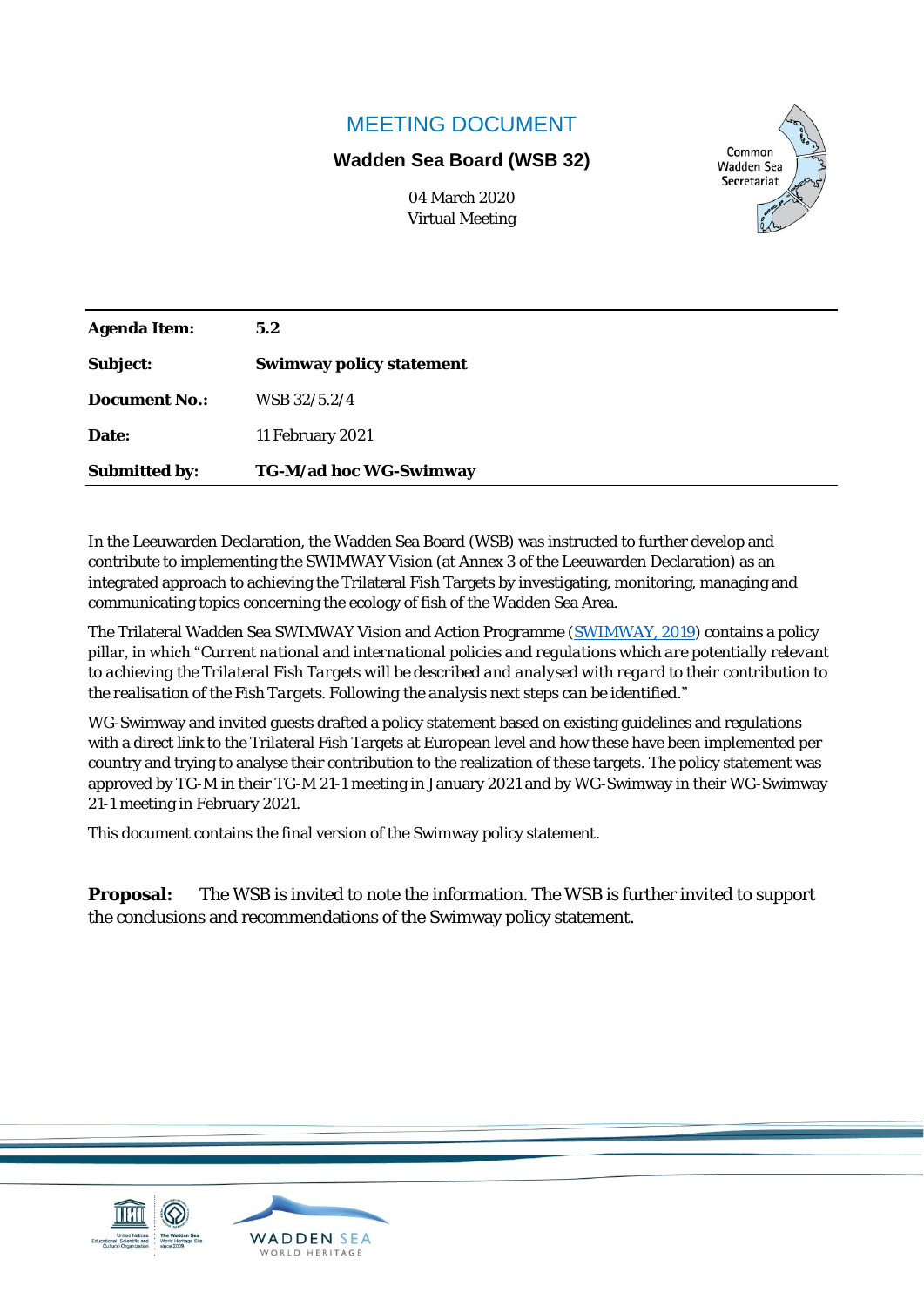# MEETING DOCUMENT

**Wadden Sea Board (WSB 32)**

04 March 2020
Virtual Meeting

| | |
|---|---|
| **Agenda Item:** | **5.2** |
| **Subject:** | **Swimway policy statement** |
| **Document No.:** | WSB 32/5.2/4 |
| **Date:** | 11 February 2021 |
| **Submitted by:** | **TG-M/ad hoc WG-Swimway** |

In the Leeuwarden Declaration, the Wadden Sea Board (WSB) was instructed to further develop and contribute to implementing the SWIMWAY Vision (at Annex 3 of the Leeuwarden Declaration) as an integrated approach to achieving the Trilateral Fish Targets by investigating, monitoring, managing and communicating topics concerning the ecology of fish of the Wadden Sea Area.

The Trilateral Wadden Sea SWIMWAY Vision and Action Programme ([SWIMWAY, 2019]) contains a policy pillar, in which *"Current national and international policies and regulations which are potentially relevant to achieving the Trilateral Fish Targets will be described and analysed with regard to their contribution to the realisation of the Fish Targets. Following the analysis next steps can be identified."*

WG-Swimway and invited guests drafted a policy statement based on existing guidelines and regulations with a direct link to the Trilateral Fish Targets at European level and how these have been implemented per country and trying to analyse their contribution to the realization of these targets. The policy statement was approved by TG-M in their TG-M 21-1 meeting in January 2021 and by WG-Swimway in their WG-Swimway 21-1 meeting in February 2021.

This document contains the final version of the Swimway policy statement.

**Proposal:** The WSB is invited to note the information. The WSB is further invited to support the conclusions and recommendations of the Swimway policy statement.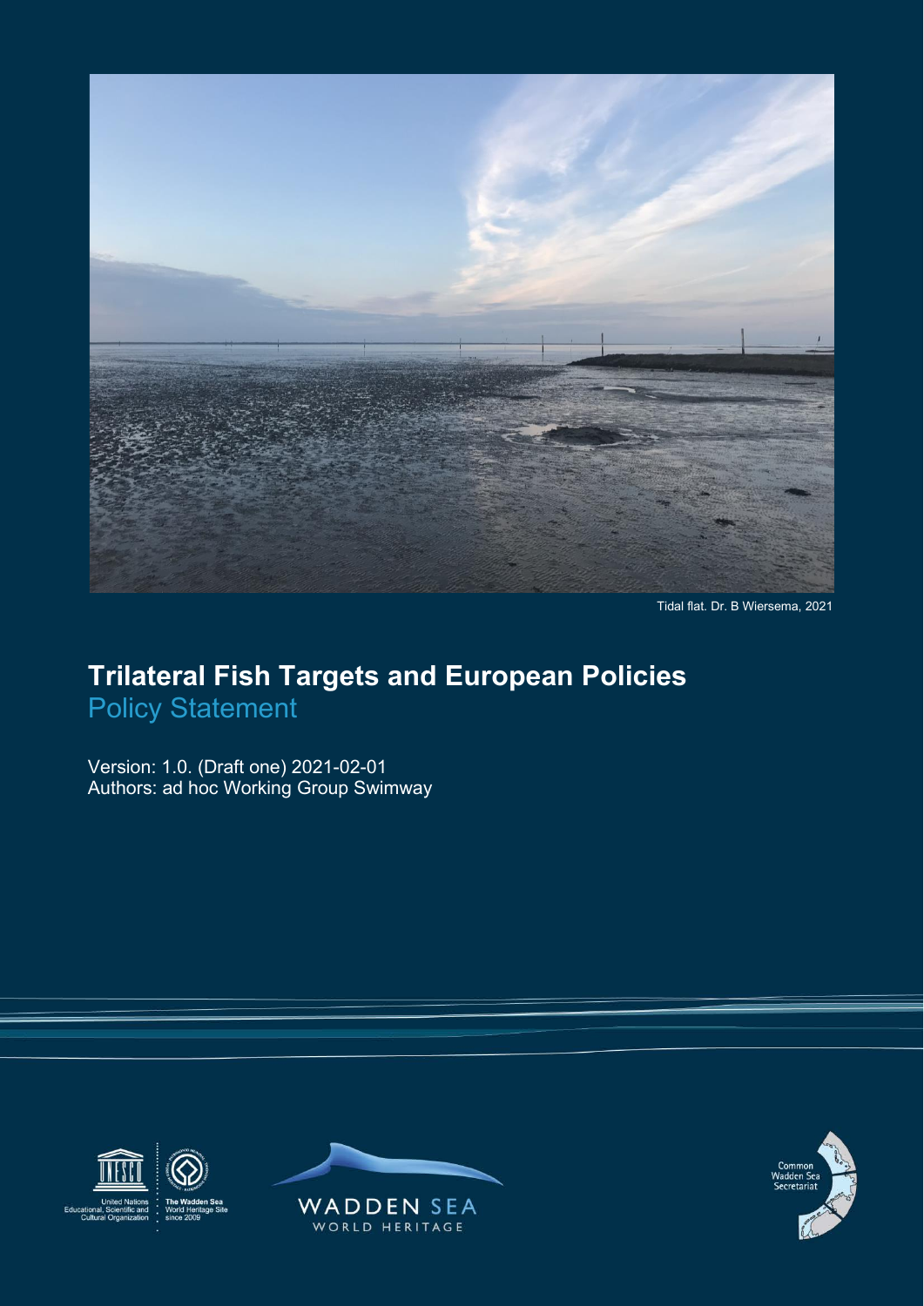Tidal flat. Dr. B Wiersema, 2021

# Trilateral Fish Targets and European Policies

## Policy Statement

Version: 1.0. (Draft one) 2021-02-01
Authors: ad hoc Working Group Swimway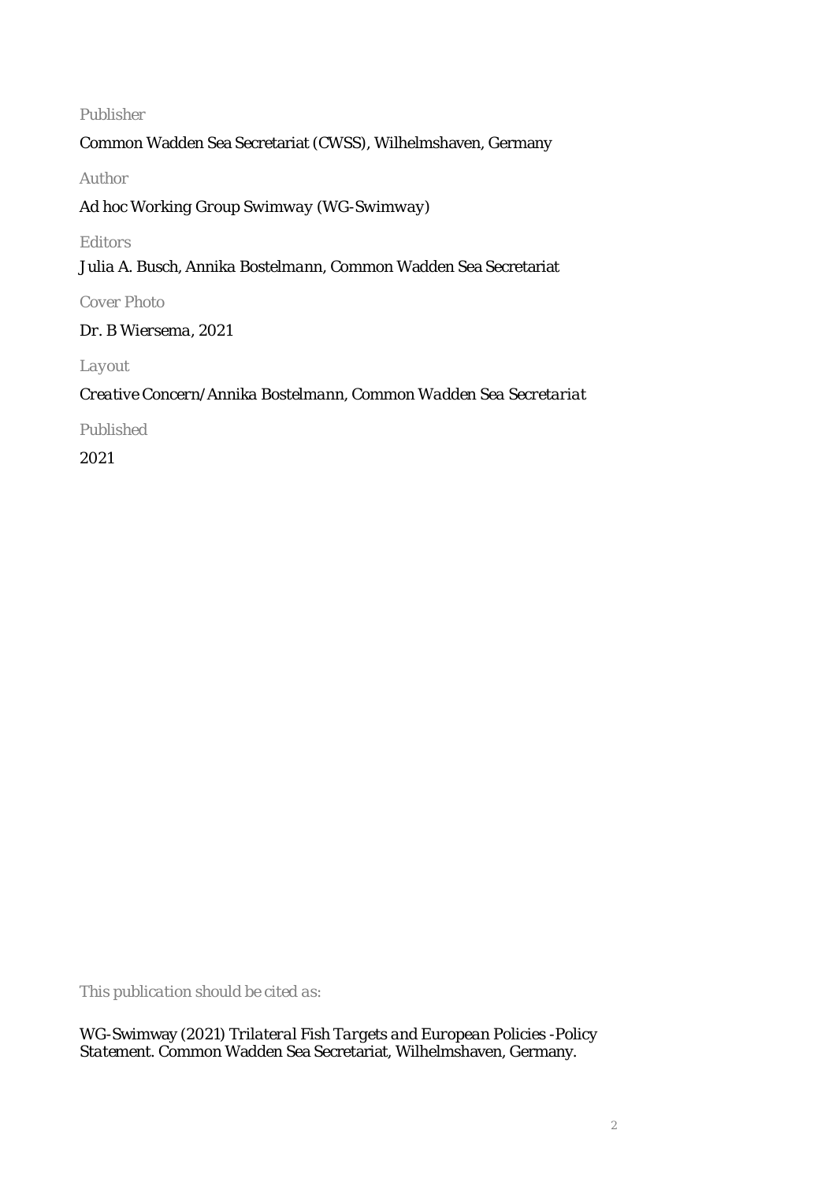Publisher

Common Wadden Sea Secretariat (CWSS), Wilhelmshaven, Germany

Author

Ad hoc Working Group Swimway (WG-Swimway)

Editors

Julia A. Busch, Annika Bostelmann, Common Wadden Sea Secretariat

Cover Photo

Dr. B Wiersema, 2021

Layout

*Creative Concern/Annika Bostelmann, Common Wadden Sea Secretariat*

Published

2021

*This publication should be cited as:*

WG-Swimway (2021) *Trilateral Fish Targets and European Policies -Policy Statement*. Common Wadden Sea Secretariat, Wilhelmshaven, Germany.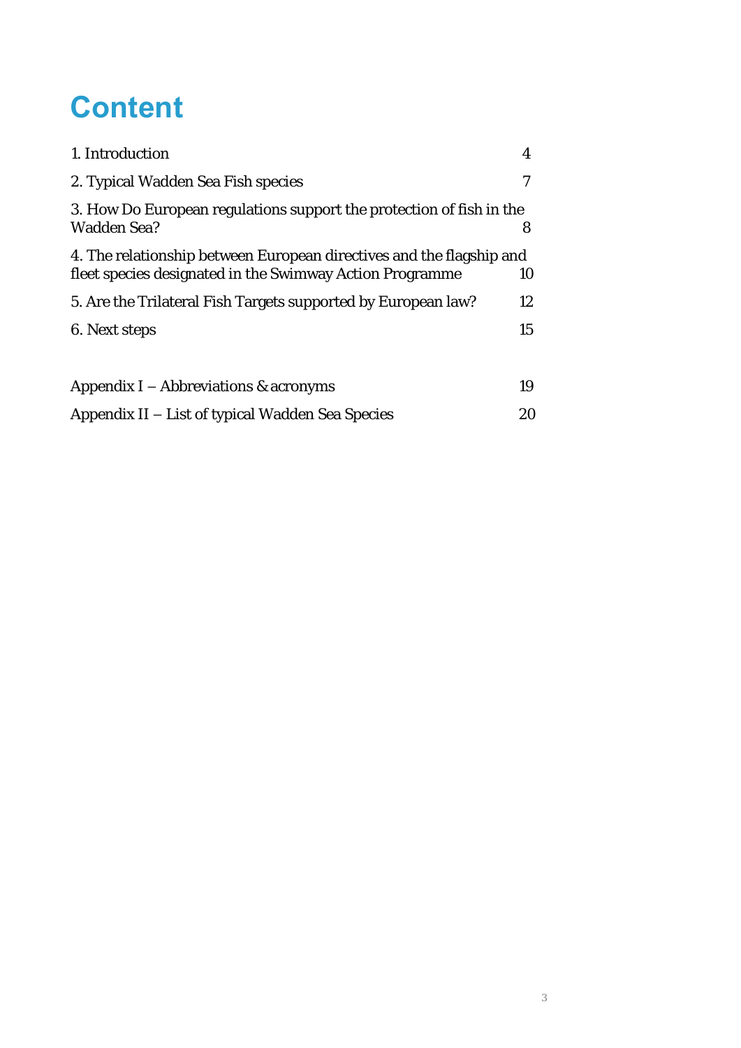# Content

| | |
|---|---|
| 1. Introduction | 4 |
| 2. Typical Wadden Sea Fish species | 7 |
| 3. How Do European regulations support the protection of fish in the Wadden Sea? | 8 |
| 4. The relationship between European directives and the flagship and fleet species designated in the Swimway Action Programme | 10 |
| 5. Are the Trilateral Fish Targets supported by European law? | 12 |
| 6. Next steps | 15 |
| Appendix I – Abbreviations & acronyms | 19 |
| Appendix II – List of typical Wadden Sea Species | 20 |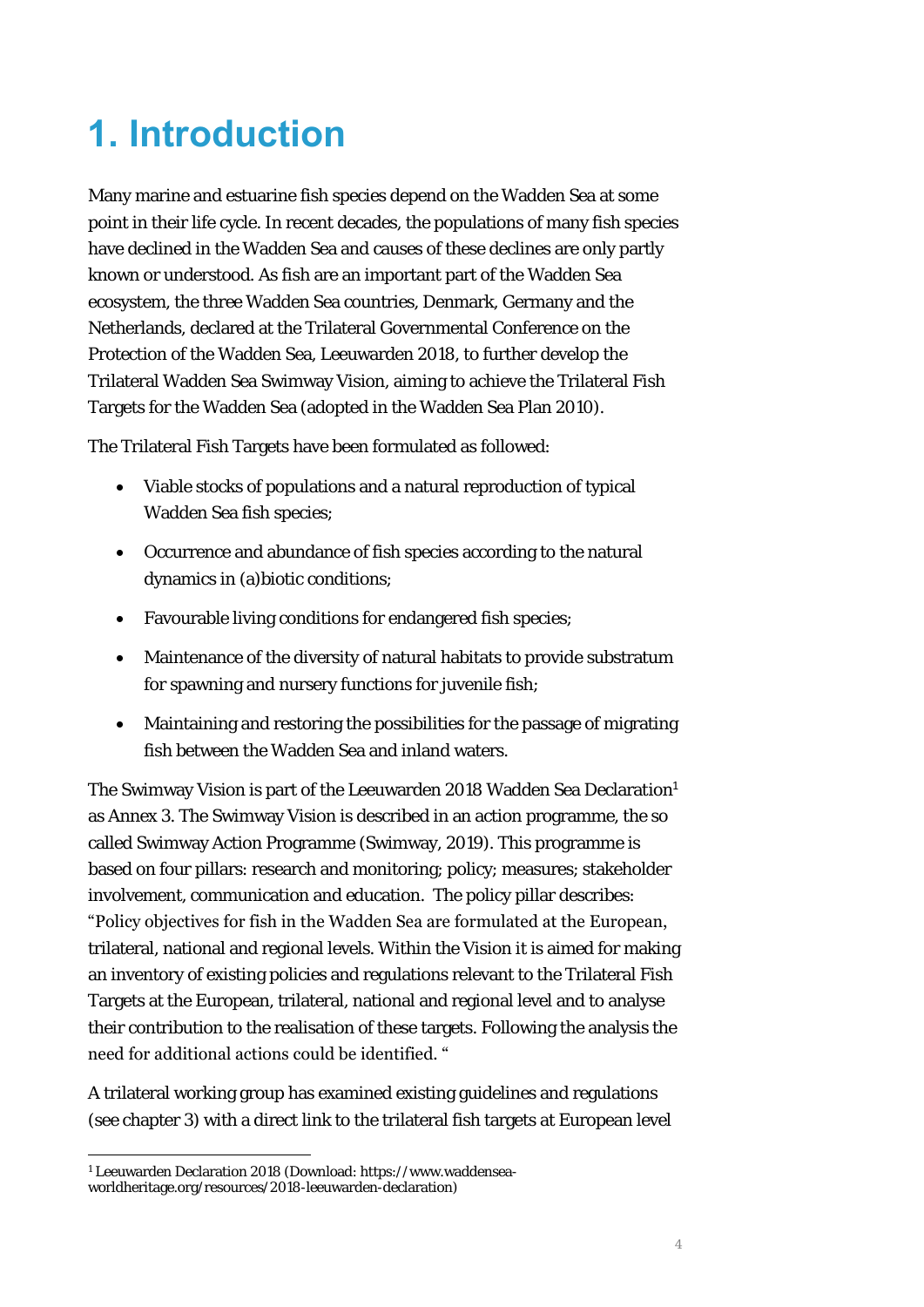# 1. Introduction

Many marine and estuarine fish species depend on the Wadden Sea at some point in their life cycle. In recent decades, the populations of many fish species have declined in the Wadden Sea and causes of these declines are only partly known or understood. As fish are an important part of the Wadden Sea ecosystem, the three Wadden Sea countries, Denmark, Germany and the Netherlands, declared at the Trilateral Governmental Conference on the Protection of the Wadden Sea, Leeuwarden 2018, to further develop the Trilateral Wadden Sea Swimway Vision, aiming to achieve the Trilateral Fish Targets for the Wadden Sea (adopted in the Wadden Sea Plan 2010).

The Trilateral Fish Targets have been formulated as followed:

- Viable stocks of populations and a natural reproduction of typical Wadden Sea fish species;
- Occurrence and abundance of fish species according to the natural dynamics in (a)biotic conditions;
- Favourable living conditions for endangered fish species;
- Maintenance of the diversity of natural habitats to provide substratum for spawning and nursery functions for juvenile fish;
- Maintaining and restoring the possibilities for the passage of migrating fish between the Wadden Sea and inland waters.

The Swimway Vision is part of the Leeuwarden 2018 Wadden Sea Declaration[1] as Annex 3. The Swimway Vision is described in an action programme, the so called Swimway Action Programme (Swimway, 2019). This programme is based on four pillars: research and monitoring; policy; measures; stakeholder involvement, communication and education. The policy pillar describes: "Policy objectives for fish in the Wadden Sea are formulated at the European, trilateral, national and regional levels. Within the Vision it is aimed for making an inventory of existing policies and regulations relevant to the Trilateral Fish Targets at the European, trilateral, national and regional level and to analyse their contribution to the realisation of these targets. Following the analysis the need for additional actions could be identified. "

A trilateral working group has examined existing guidelines and regulations (see chapter 3) with a direct link to the trilateral fish targets at European level

[1] Leeuwarden Declaration 2018 (Download: https://www.waddensea-worldheritage.org/resources/2018-leeuwarden-declaration)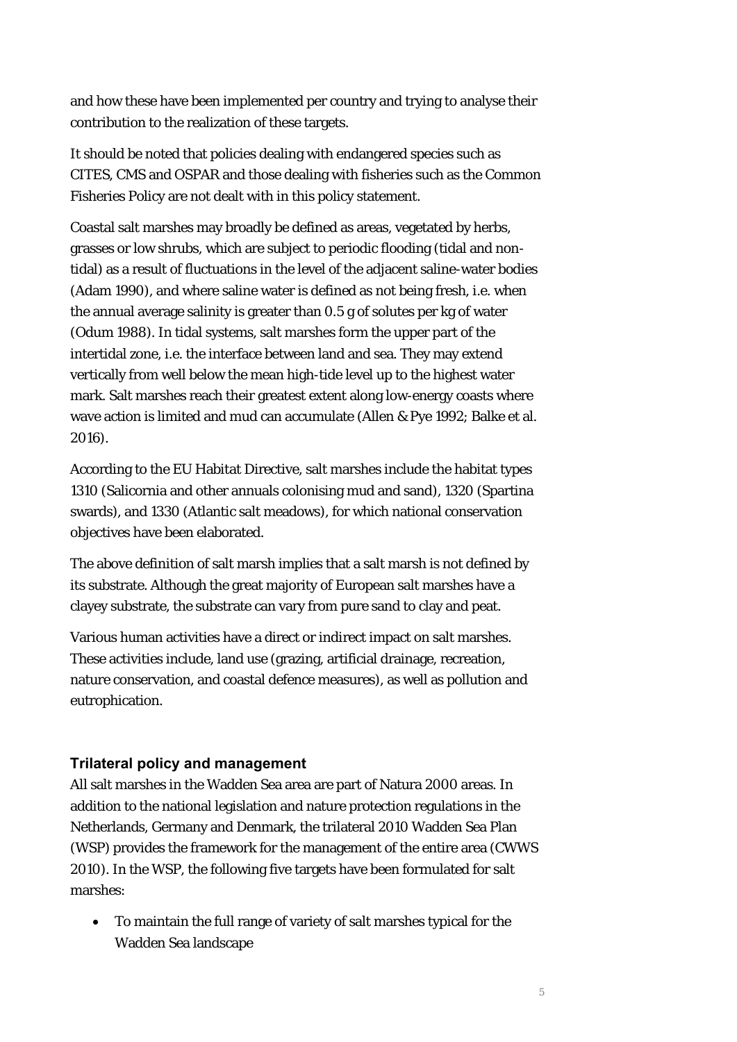and how these have been implemented per country and trying to analyse their contribution to the realization of these targets.

It should be noted that policies dealing with endangered species such as CITES, CMS and OSPAR and those dealing with fisheries such as the Common Fisheries Policy are not dealt with in this policy statement.

Coastal salt marshes may broadly be defined as areas, vegetated by herbs, grasses or low shrubs, which are subject to periodic flooding (tidal and non-tidal) as a result of fluctuations in the level of the adjacent saline-water bodies (Adam 1990), and where saline water is defined as not being fresh, i.e. when the annual average salinity is greater than 0.5 g of solutes per kg of water (Odum 1988). In tidal systems, salt marshes form the upper part of the intertidal zone, i.e. the interface between land and sea. They may extend vertically from well below the mean high-tide level up to the highest water mark. Salt marshes reach their greatest extent along low-energy coasts where wave action is limited and mud can accumulate (Allen & Pye 1992; Balke et al. 2016).

According to the EU Habitat Directive, salt marshes include the habitat types 1310 (Salicornia and other annuals colonising mud and sand), 1320 (Spartina swards), and 1330 (Atlantic salt meadows), for which national conservation objectives have been elaborated.

The above definition of salt marsh implies that a salt marsh is not defined by its substrate. Although the great majority of European salt marshes have a clayey substrate, the substrate can vary from pure sand to clay and peat.

Various human activities have a direct or indirect impact on salt marshes. These activities include, land use (grazing, artificial drainage, recreation, nature conservation, and coastal defence measures), as well as pollution and eutrophication.

### Trilateral policy and management

All salt marshes in the Wadden Sea area are part of Natura 2000 areas. In addition to the national legislation and nature protection regulations in the Netherlands, Germany and Denmark, the trilateral 2010 Wadden Sea Plan (WSP) provides the framework for the management of the entire area (CWWS 2010). In the WSP, the following five targets have been formulated for salt marshes:

- To maintain the full range of variety of salt marshes typical for the Wadden Sea landscape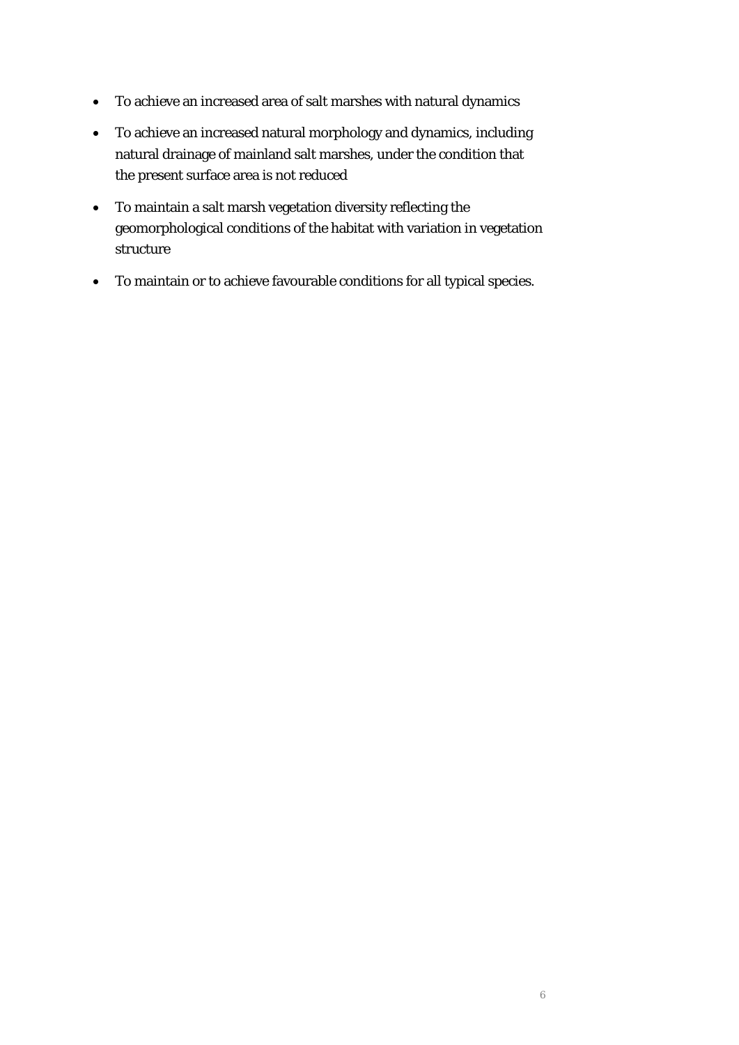- To achieve an increased area of salt marshes with natural dynamics
- To achieve an increased natural morphology and dynamics, including natural drainage of mainland salt marshes, under the condition that the present surface area is not reduced
- To maintain a salt marsh vegetation diversity reflecting the geomorphological conditions of the habitat with variation in vegetation structure
- To maintain or to achieve favourable conditions for all typical species.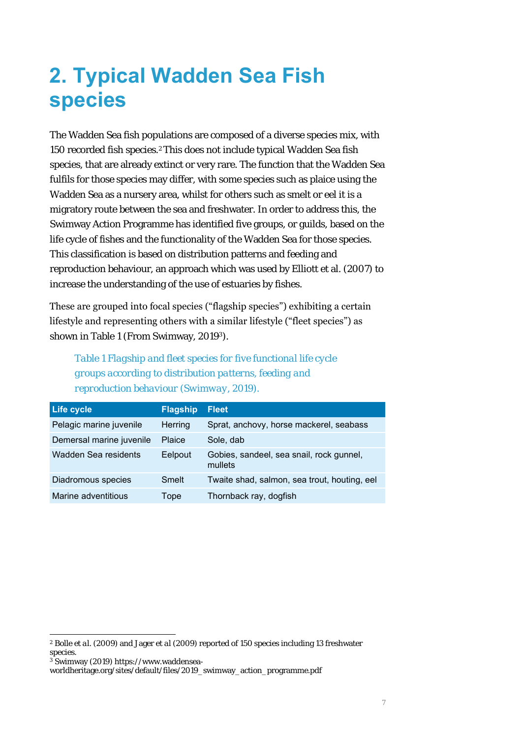# 2. Typical Wadden Sea Fish species

The Wadden Sea fish populations are composed of a diverse species mix, with 150 recorded fish species.[2] This does not include typical Wadden Sea fish species, that are already extinct or very rare. The function that the Wadden Sea fulfils for those species may differ, with some species such as plaice using the Wadden Sea as a nursery area, whilst for others such as smelt or eel it is a migratory route between the sea and freshwater. In order to address this, the Swimway Action Programme has identified five groups, or guilds, based on the life cycle of fishes and the functionality of the Wadden Sea for those species. This classification is based on distribution patterns and feeding and reproduction behaviour, an approach which was used by Elliott et al. (2007) to increase the understanding of the use of estuaries by fishes.

These are grouped into focal species ("flagship species") exhibiting a certain lifestyle and representing others with a similar lifestyle ("fleet species") as shown in Table 1 (From Swimway, 2019[3]).

Table 1 Flagship and fleet species for five functional life cycle groups according to distribution patterns, feeding and reproduction behaviour (Swimway, 2019).

| Life cycle | Flagship | Fleet |
|---|---|---|
| Pelagic marine juvenile | Herring | Sprat, anchovy, horse mackerel, seabass |
| Demersal marine juvenile | Plaice | Sole, dab |
| Wadden Sea residents | Eelpout | Gobies, sandeel, sea snail, rock gunnel, mullets |
| Diadromous species | Smelt | Twaite shad, salmon, sea trout, houting, eel |
| Marine adventitious | Tope | Thornback ray, dogfish |

[2] Bolle et al. (2009) and Jager et al (2009) reported of 150 species including 13 freshwater species.

[3] Swimway (2019) https://www.waddensea-worldheritage.org/sites/default/files/2019_swimway_action_programme.pdf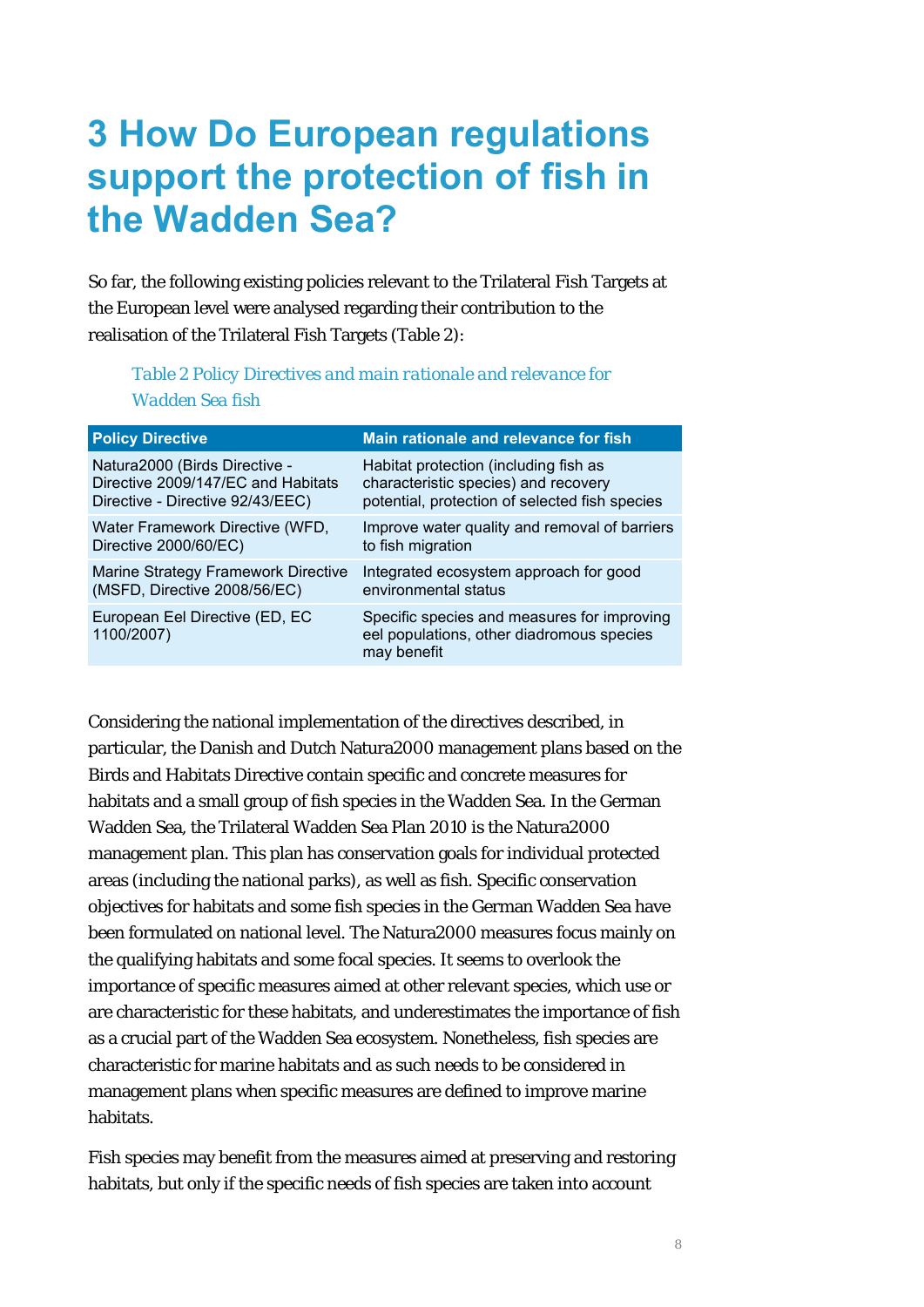# 3 How Do European regulations support the protection of fish in the Wadden Sea?

So far, the following existing policies relevant to the Trilateral Fish Targets at the European level were analysed regarding their contribution to the realisation of the Trilateral Fish Targets (Table 2):

*Table 2 Policy Directives and main rationale and relevance for Wadden Sea fish*

| Policy Directive | Main rationale and relevance for fish |
| --- | --- |
| Natura2000 (Birds Directive - Directive 2009/147/EC and Habitats Directive - Directive 92/43/EEC) | Habitat protection (including fish as characteristic species) and recovery potential, protection of selected fish species |
| Water Framework Directive (WFD, Directive 2000/60/EC) | Improve water quality and removal of barriers to fish migration |
| Marine Strategy Framework Directive (MSFD, Directive 2008/56/EC) | Integrated ecosystem approach for good environmental status |
| European Eel Directive (ED, EC 1100/2007) | Specific species and measures for improving eel populations, other diadromous species may benefit |

Considering the national implementation of the directives described, in particular, the Danish and Dutch Natura2000 management plans based on the Birds and Habitats Directive contain specific and concrete measures for habitats and a small group of fish species in the Wadden Sea. In the German Wadden Sea, the Trilateral Wadden Sea Plan 2010 is the Natura2000 management plan. This plan has conservation goals for individual protected areas (including the national parks), as well as fish. Specific conservation objectives for habitats and some fish species in the German Wadden Sea have been formulated on national level. The Natura2000 measures focus mainly on the qualifying habitats and some focal species. It seems to overlook the importance of specific measures aimed at other relevant species, which use or are characteristic for these habitats, and underestimates the importance of fish as a crucial part of the Wadden Sea ecosystem. Nonetheless, fish species are characteristic for marine habitats and as such needs to be considered in management plans when specific measures are defined to improve marine habitats.

Fish species may benefit from the measures aimed at preserving and restoring habitats, but only if the specific needs of fish species are taken into account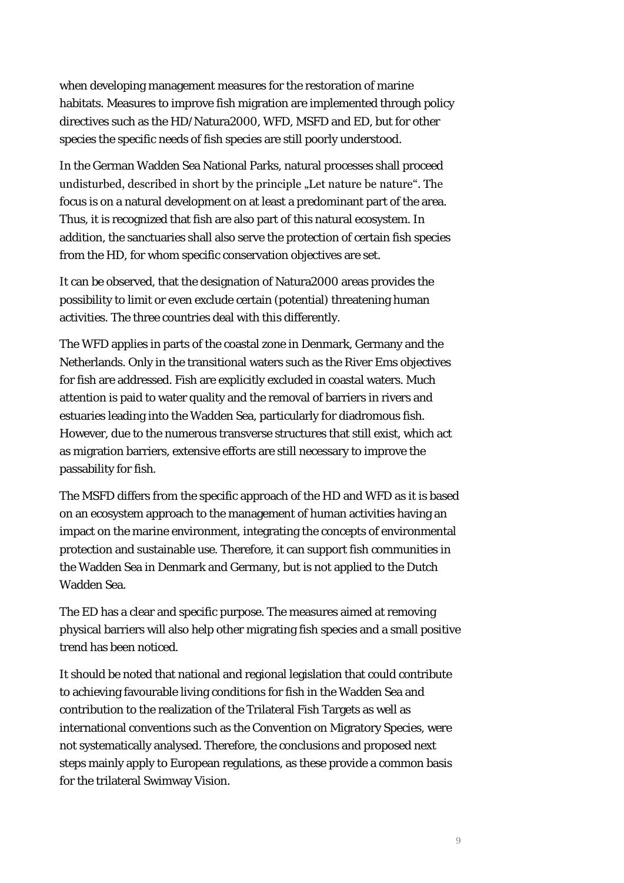when developing management measures for the restoration of marine habitats. Measures to improve fish migration are implemented through policy directives such as the HD/Natura2000, WFD, MSFD and ED, but for other species the specific needs of fish species are still poorly understood.

In the German Wadden Sea National Parks, natural processes shall proceed undisturbed, described in short by the principle „Let nature be nature". The focus is on a natural development on at least a predominant part of the area. Thus, it is recognized that fish are also part of this natural ecosystem. In addition, the sanctuaries shall also serve the protection of certain fish species from the HD, for whom specific conservation objectives are set.

It can be observed, that the designation of Natura2000 areas provides the possibility to limit or even exclude certain (potential) threatening human activities. The three countries deal with this differently.

The WFD applies in parts of the coastal zone in Denmark, Germany and the Netherlands. Only in the transitional waters such as the River Ems objectives for fish are addressed. Fish are explicitly excluded in coastal waters. Much attention is paid to water quality and the removal of barriers in rivers and estuaries leading into the Wadden Sea, particularly for diadromous fish. However, due to the numerous transverse structures that still exist, which act as migration barriers, extensive efforts are still necessary to improve the passability for fish.

The MSFD differs from the specific approach of the HD and WFD as it is based on an ecosystem approach to the management of human activities having an impact on the marine environment, integrating the concepts of environmental protection and sustainable use. Therefore, it can support fish communities in the Wadden Sea in Denmark and Germany, but is not applied to the Dutch Wadden Sea.

The ED has a clear and specific purpose. The measures aimed at removing physical barriers will also help other migrating fish species and a small positive trend has been noticed.

It should be noted that national and regional legislation that could contribute to achieving favourable living conditions for fish in the Wadden Sea and contribution to the realization of the Trilateral Fish Targets as well as international conventions such as the Convention on Migratory Species, were not systematically analysed. Therefore, the conclusions and proposed next steps mainly apply to European regulations, as these provide a common basis for the trilateral Swimway Vision.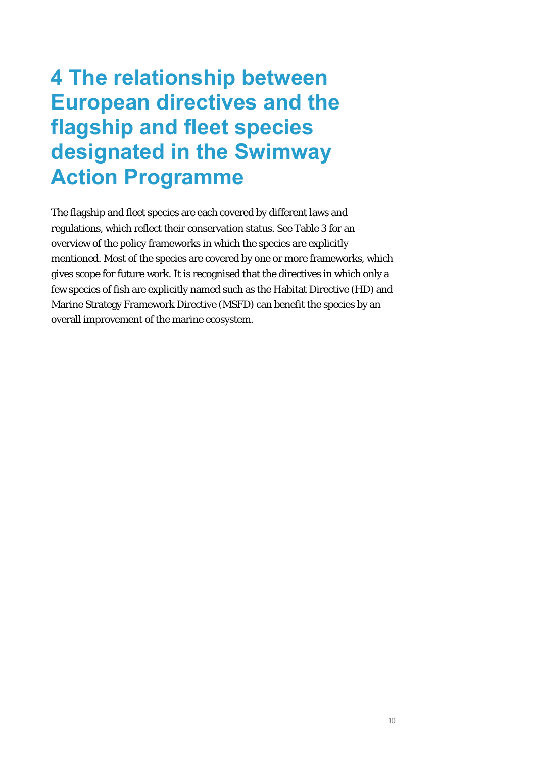# 4 The relationship between European directives and the flagship and fleet species designated in the Swimway Action Programme

The flagship and fleet species are each covered by different laws and regulations, which reflect their conservation status. See Table 3 for an overview of the policy frameworks in which the species are explicitly mentioned. Most of the species are covered by one or more frameworks, which gives scope for future work. It is recognised that the directives in which only a few species of fish are explicitly named such as the Habitat Directive (HD) and Marine Strategy Framework Directive (MSFD) can benefit the species by an overall improvement of the marine ecosystem.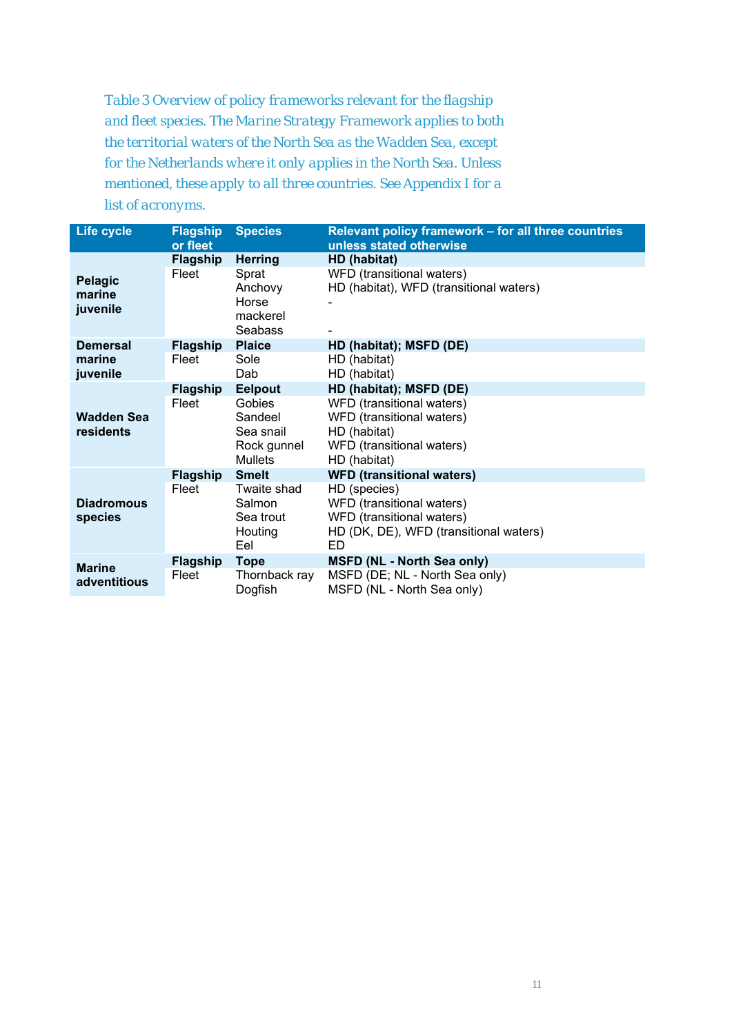Table 3 Overview of policy frameworks relevant for the flagship and fleet species. The Marine Strategy Framework applies to both the territorial waters of the North Sea as the Wadden Sea, except for the Netherlands where it only applies in the North Sea. Unless mentioned, these apply to all three countries. See Appendix I for a list of acronyms.

| Life cycle | Flagship or fleet | Species | Relevant policy framework – for all three countries unless stated otherwise |
|---|---|---|---|
| **Pelagic marine juvenile** | **Flagship** | **Herring** | **HD (habitat)** |
| | Fleet | Sprat | WFD (transitional waters) |
| | | Anchovy | HD (habitat), WFD (transitional waters) |
| | | Horse mackerel | - |
| | | Seabass | - |
| **Demersal marine juvenile** | **Flagship** | **Plaice** | **HD (habitat); MSFD (DE)** |
| | Fleet | Sole | HD (habitat) |
| | | Dab | HD (habitat) |
| **Wadden Sea residents** | **Flagship** | **Eelpout** | **HD (habitat); MSFD (DE)** |
| | Fleet | Gobies | WFD (transitional waters) |
| | | Sandeel | WFD (transitional waters) |
| | | Sea snail | HD (habitat) |
| | | Rock gunnel | WFD (transitional waters) |
| | | Mullets | HD (habitat) |
| **Diadromous species** | **Flagship** | **Smelt** | **WFD (transitional waters)** |
| | Fleet | Twaite shad | HD (species) |
| | | Salmon | WFD (transitional waters) |
| | | Sea trout | WFD (transitional waters) |
| | | Houting | HD (DK, DE), WFD (transitional waters) |
| | | Eel | ED |
| **Marine adventitious** | **Flagship** | **Tope** | **MSFD (NL - North Sea only)** |
| | Fleet | Thornback ray | MSFD (DE; NL - North Sea only) |
| | | Dogfish | MSFD (NL - North Sea only) |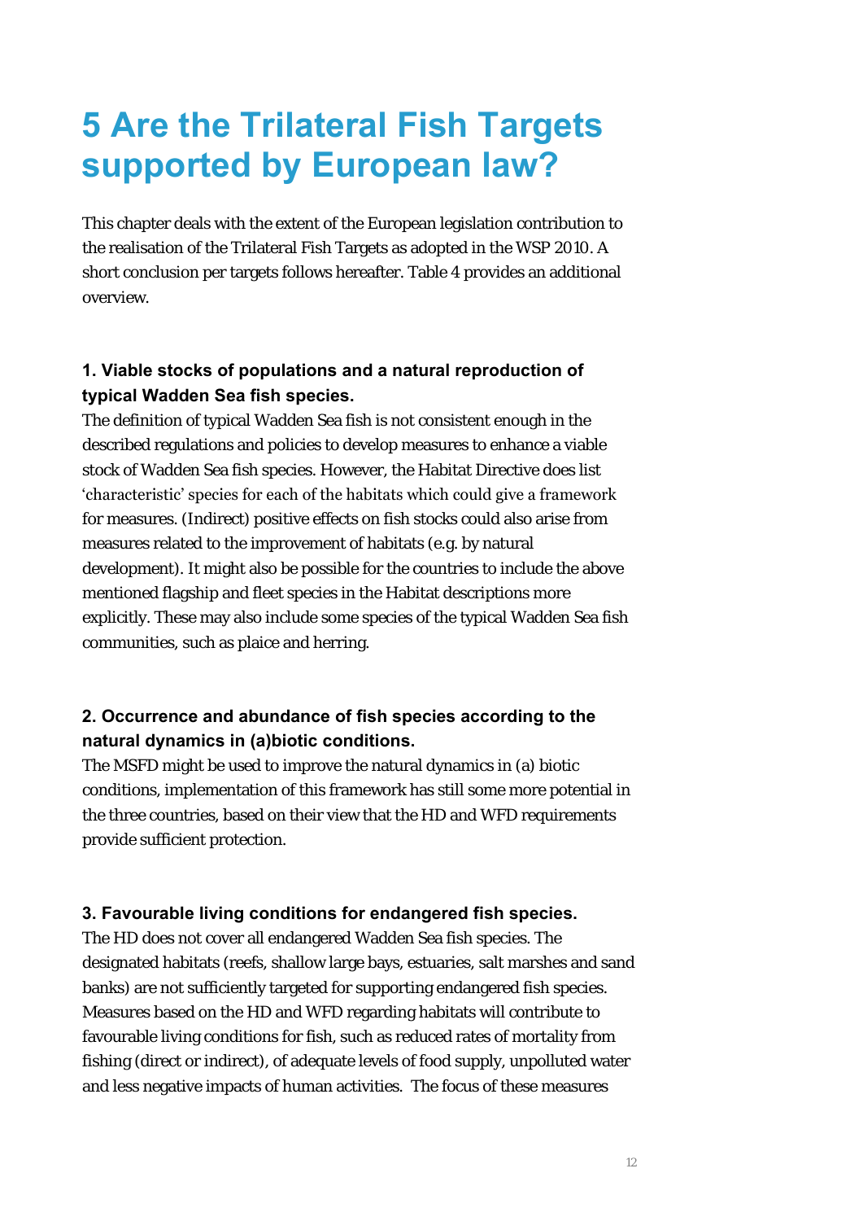# 5 Are the Trilateral Fish Targets supported by European law?

This chapter deals with the extent of the European legislation contribution to the realisation of the Trilateral Fish Targets as adopted in the WSP 2010. A short conclusion per targets follows hereafter. Table 4 provides an additional overview.

### 1. Viable stocks of populations and a natural reproduction of typical Wadden Sea fish species.

The definition of typical Wadden Sea fish is not consistent enough in the described regulations and policies to develop measures to enhance a viable stock of Wadden Sea fish species. However, the Habitat Directive does list 'characteristic' species for each of the habitats which could give a framework for measures. (Indirect) positive effects on fish stocks could also arise from measures related to the improvement of habitats (e.g. by natural development). It might also be possible for the countries to include the above mentioned flagship and fleet species in the Habitat descriptions more explicitly. These may also include some species of the typical Wadden Sea fish communities, such as plaice and herring.

### 2. Occurrence and abundance of fish species according to the natural dynamics in (a)biotic conditions.

The MSFD might be used to improve the natural dynamics in (a) biotic conditions, implementation of this framework has still some more potential in the three countries, based on their view that the HD and WFD requirements provide sufficient protection.

### 3. Favourable living conditions for endangered fish species.

The HD does not cover all endangered Wadden Sea fish species. The designated habitats (reefs, shallow large bays, estuaries, salt marshes and sand banks) are not sufficiently targeted for supporting endangered fish species. Measures based on the HD and WFD regarding habitats will contribute to favourable living conditions for fish, such as reduced rates of mortality from fishing (direct or indirect), of adequate levels of food supply, unpolluted water and less negative impacts of human activities. The focus of these measures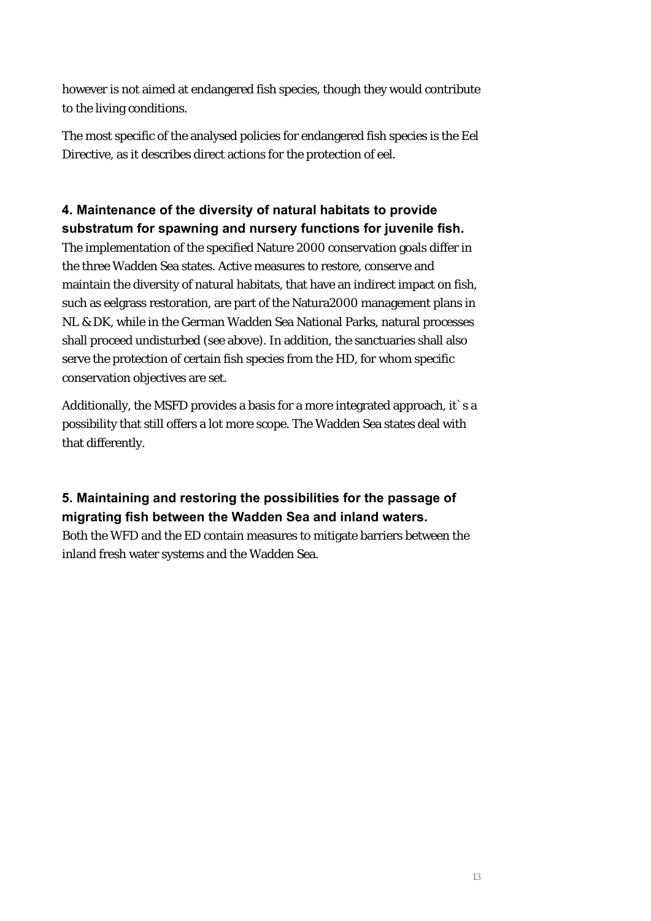however is not aimed at endangered fish species, though they would contribute to the living conditions.

The most specific of the analysed policies for endangered fish species is the Eel Directive, as it describes direct actions for the protection of eel.

### 4. Maintenance of the diversity of natural habitats to provide substratum for spawning and nursery functions for juvenile fish.

The implementation of the specified Nature 2000 conservation goals differ in the three Wadden Sea states. Active measures to restore, conserve and maintain the diversity of natural habitats, that have an indirect impact on fish, such as eelgrass restoration, are part of the Natura2000 management plans in NL & DK, while in the German Wadden Sea National Parks, natural processes shall proceed undisturbed (see above). In addition, the sanctuaries shall also serve the protection of certain fish species from the HD, for whom specific conservation objectives are set.

Additionally, the MSFD provides a basis for a more integrated approach, it`s a possibility that still offers a lot more scope. The Wadden Sea states deal with that differently.

### 5. Maintaining and restoring the possibilities for the passage of migrating fish between the Wadden Sea and inland waters.

Both the WFD and the ED contain measures to mitigate barriers between the inland fresh water systems and the Wadden Sea.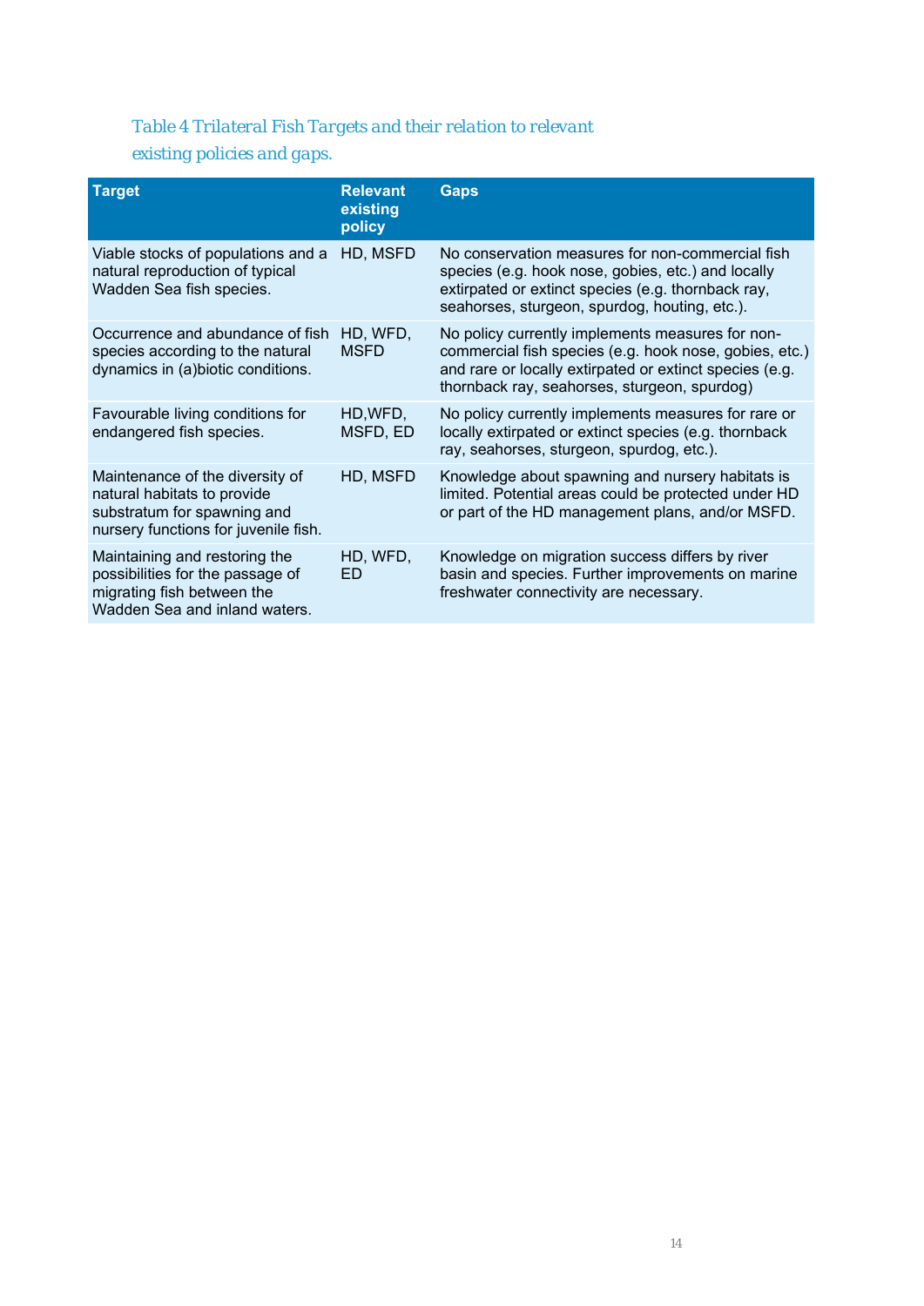Table 4 Trilateral Fish Targets and their relation to relevant existing policies and gaps.

| Target | Relevant existing policy | Gaps |
| --- | --- | --- |
| Viable stocks of populations and a natural reproduction of typical Wadden Sea fish species. | HD, MSFD | No conservation measures for non-commercial fish species (e.g. hook nose, gobies, etc.) and locally extirpated or extinct species (e.g. thornback ray, seahorses, sturgeon, spurdog, houting, etc.). |
| Occurrence and abundance of fish species according to the natural dynamics in (a)biotic conditions. | HD, WFD, MSFD | No policy currently implements measures for non-commercial fish species (e.g. hook nose, gobies, etc.) and rare or locally extirpated or extinct species (e.g. thornback ray, seahorses, sturgeon, spurdog) |
| Favourable living conditions for endangered fish species. | HD,WFD, MSFD, ED | No policy currently implements measures for rare or locally extirpated or extinct species (e.g. thornback ray, seahorses, sturgeon, spurdog, etc.). |
| Maintenance of the diversity of natural habitats to provide substratum for spawning and nursery functions for juvenile fish. | HD, MSFD | Knowledge about spawning and nursery habitats is limited. Potential areas could be protected under HD or part of the HD management plans, and/or MSFD. |
| Maintaining and restoring the possibilities for the passage of migrating fish between the Wadden Sea and inland waters. | HD, WFD, ED | Knowledge on migration success differs by river basin and species. Further improvements on marine freshwater connectivity are necessary. |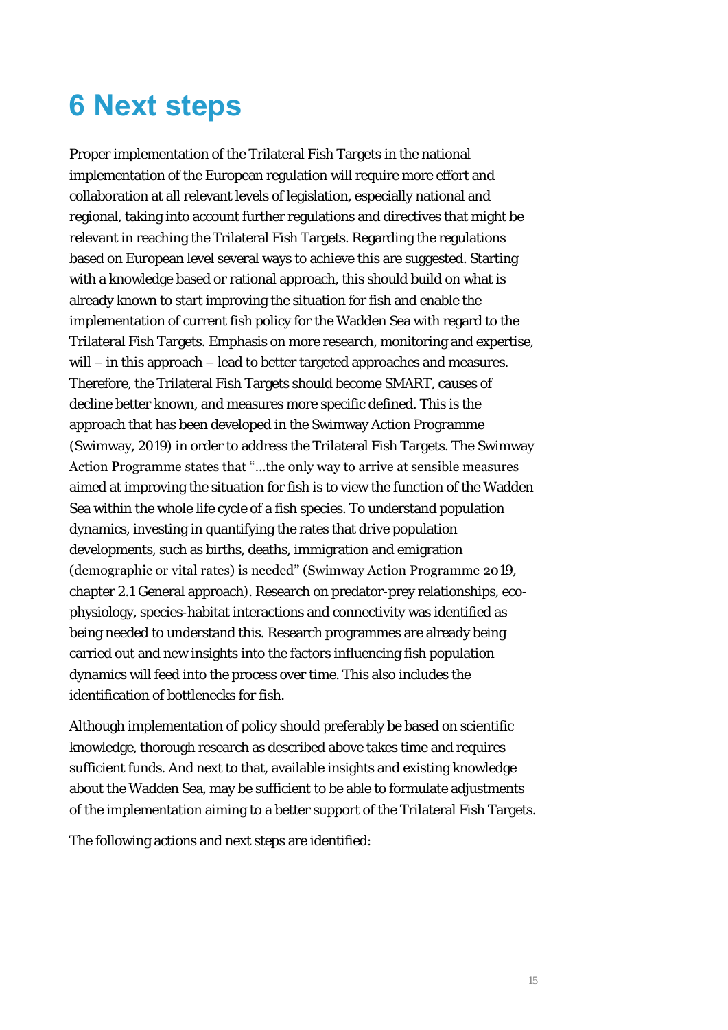# 6 Next steps

Proper implementation of the Trilateral Fish Targets in the national implementation of the European regulation will require more effort and collaboration at all relevant levels of legislation, especially national and regional, taking into account further regulations and directives that might be relevant in reaching the Trilateral Fish Targets. Regarding the regulations based on European level several ways to achieve this are suggested. Starting with a knowledge based or rational approach, this should build on what is already known to start improving the situation for fish and enable the implementation of current fish policy for the Wadden Sea with regard to the Trilateral Fish Targets. Emphasis on more research, monitoring and expertise, will – in this approach – lead to better targeted approaches and measures. Therefore, the Trilateral Fish Targets should become SMART, causes of decline better known, and measures more specific defined. This is the approach that has been developed in the Swimway Action Programme (Swimway, 2019) in order to address the Trilateral Fish Targets. The Swimway Action Programme states that "...the only way to arrive at sensible measures aimed at improving the situation for fish is to view the function of the Wadden Sea within the whole life cycle of a fish species. To understand population dynamics, investing in quantifying the rates that drive population developments, such as births, deaths, immigration and emigration (demographic or vital rates) is needed" (Swimway Action Programme 2019, chapter 2.1 General approach). Research on predator-prey relationships, eco-physiology, species-habitat interactions and connectivity was identified as being needed to understand this. Research programmes are already being carried out and new insights into the factors influencing fish population dynamics will feed into the process over time. This also includes the identification of bottlenecks for fish.

Although implementation of policy should preferably be based on scientific knowledge, thorough research as described above takes time and requires sufficient funds. And next to that, available insights and existing knowledge about the Wadden Sea, may be sufficient to be able to formulate adjustments of the implementation aiming to a better support of the Trilateral Fish Targets.

The following actions and next steps are identified: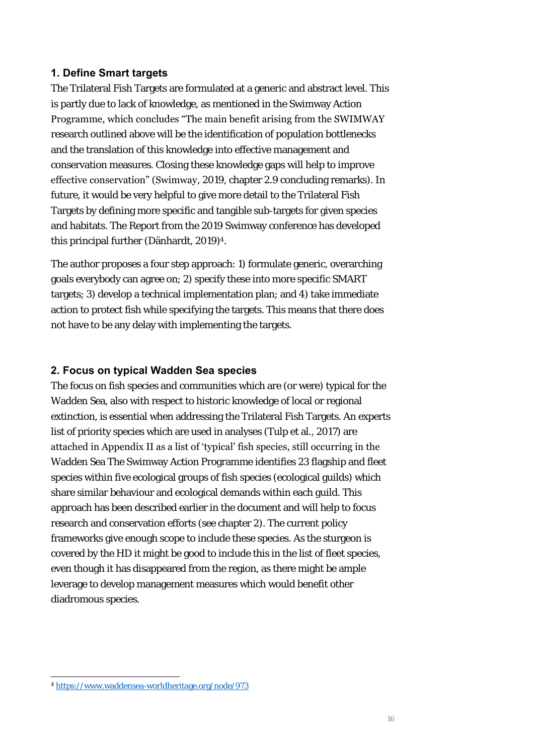### 1. Define Smart targets

The Trilateral Fish Targets are formulated at a generic and abstract level. This is partly due to lack of knowledge, as mentioned in the Swimway Action Programme, which concludes "The main benefit arising from the SWIMWAY research outlined above will be the identification of population bottlenecks and the translation of this knowledge into effective management and conservation measures. Closing these knowledge gaps will help to improve effective conservation" (Swimway, 2019, chapter 2.9 concluding remarks). In future, it would be very helpful to give more detail to the Trilateral Fish Targets by defining more specific and tangible sub-targets for given species and habitats. The Report from the 2019 Swimway conference has developed this principal further (Dänhardt, 2019)[4].

The author proposes a four step approach: 1) formulate generic, overarching goals everybody can agree on; 2) specify these into more specific SMART targets; 3) develop a technical implementation plan; and 4) take immediate action to protect fish while specifying the targets. This means that there does not have to be any delay with implementing the targets.

### 2. Focus on typical Wadden Sea species

The focus on fish species and communities which are (or were) typical for the Wadden Sea, also with respect to historic knowledge of local or regional extinction, is essential when addressing the Trilateral Fish Targets. An experts list of priority species which are used in analyses (Tulp et al., 2017) are attached in Appendix II as a list of 'typical' fish species, still occurring in the Wadden Sea The Swimway Action Programme identifies 23 flagship and fleet species within five ecological groups of fish species (ecological guilds) which share similar behaviour and ecological demands within each guild. This approach has been described earlier in the document and will help to focus research and conservation efforts (see chapter 2). The current policy frameworks give enough scope to include these species. As the sturgeon is covered by the HD it might be good to include this in the list of fleet species, even though it has disappeared from the region, as there might be ample leverage to develop management measures which would benefit other diadromous species.

---

[4] https://www.waddensea-worldheritage.org/node/973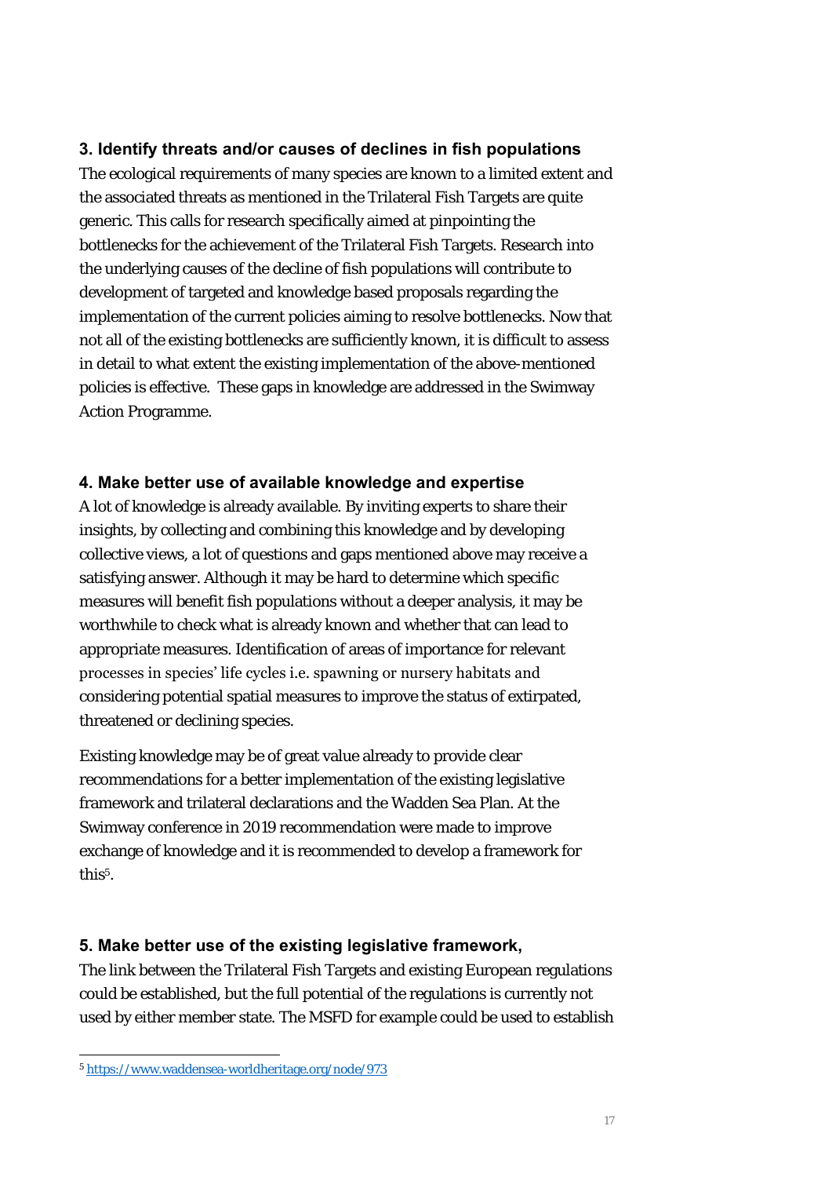### 3. Identify threats and/or causes of declines in fish populations

The ecological requirements of many species are known to a limited extent and the associated threats as mentioned in the Trilateral Fish Targets are quite generic. This calls for research specifically aimed at pinpointing the bottlenecks for the achievement of the Trilateral Fish Targets. Research into the underlying causes of the decline of fish populations will contribute to development of targeted and knowledge based proposals regarding the implementation of the current policies aiming to resolve bottlenecks. Now that not all of the existing bottlenecks are sufficiently known, it is difficult to assess in detail to what extent the existing implementation of the above-mentioned policies is effective. These gaps in knowledge are addressed in the Swimway Action Programme.

### 4. Make better use of available knowledge and expertise

A lot of knowledge is already available. By inviting experts to share their insights, by collecting and combining this knowledge and by developing collective views, a lot of questions and gaps mentioned above may receive a satisfying answer. Although it may be hard to determine which specific measures will benefit fish populations without a deeper analysis, it may be worthwhile to check what is already known and whether that can lead to appropriate measures. Identification of areas of importance for relevant processes in species' life cycles i.e. spawning or nursery habitats and considering potential spatial measures to improve the status of extirpated, threatened or declining species.

Existing knowledge may be of great value already to provide clear recommendations for a better implementation of the existing legislative framework and trilateral declarations and the Wadden Sea Plan. At the Swimway conference in 2019 recommendation were made to improve exchange of knowledge and it is recommended to develop a framework for this[5].

### 5. Make better use of the existing legislative framework,

The link between the Trilateral Fish Targets and existing European regulations could be established, but the full potential of the regulations is currently not used by either member state. The MSFD for example could be used to establish

[5] https://www.waddensea-worldheritage.org/node/973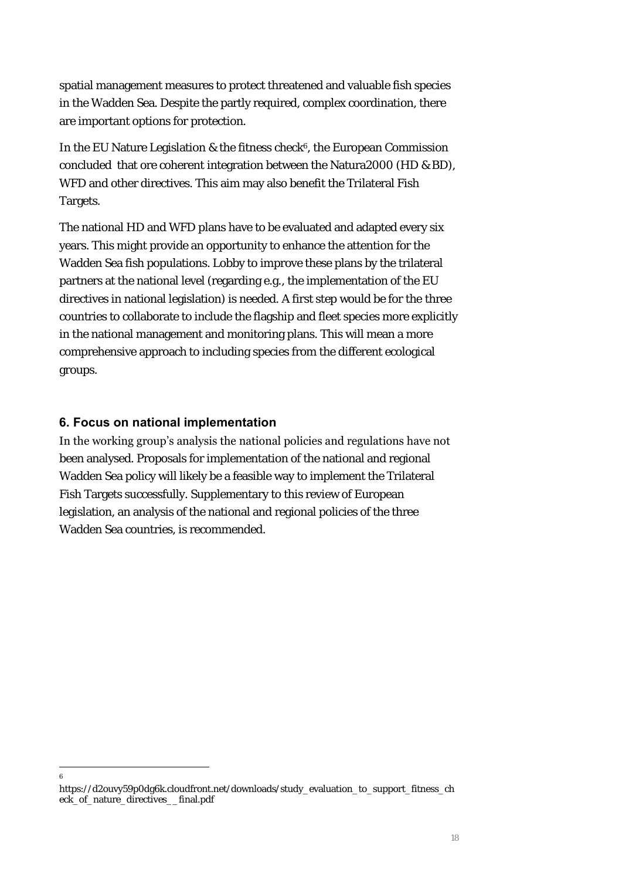spatial management measures to protect threatened and valuable fish species in the Wadden Sea. Despite the partly required, complex coordination, there are important options for protection.

In the EU Nature Legislation & the fitness check[6], the European Commission concluded that ore coherent integration between the Natura2000 (HD & BD), WFD and other directives. This aim may also benefit the Trilateral Fish Targets.

The national HD and WFD plans have to be evaluated and adapted every six years. This might provide an opportunity to enhance the attention for the Wadden Sea fish populations. Lobby to improve these plans by the trilateral partners at the national level (regarding e.g., the implementation of the EU directives in national legislation) is needed. A first step would be for the three countries to collaborate to include the flagship and fleet species more explicitly in the national management and monitoring plans. This will mean a more comprehensive approach to including species from the different ecological groups.

## 6. Focus on national implementation

In the working group's analysis the national policies and regulations have not been analysed. Proposals for implementation of the national and regional Wadden Sea policy will likely be a feasible way to implement the Trilateral Fish Targets successfully. Supplementary to this review of European legislation, an analysis of the national and regional policies of the three Wadden Sea countries, is recommended.

[6] https://d2ouvy59p0dg6k.cloudfront.net/downloads/study_evaluation_to_support_fitness_check_of_nature_directives__final.pdf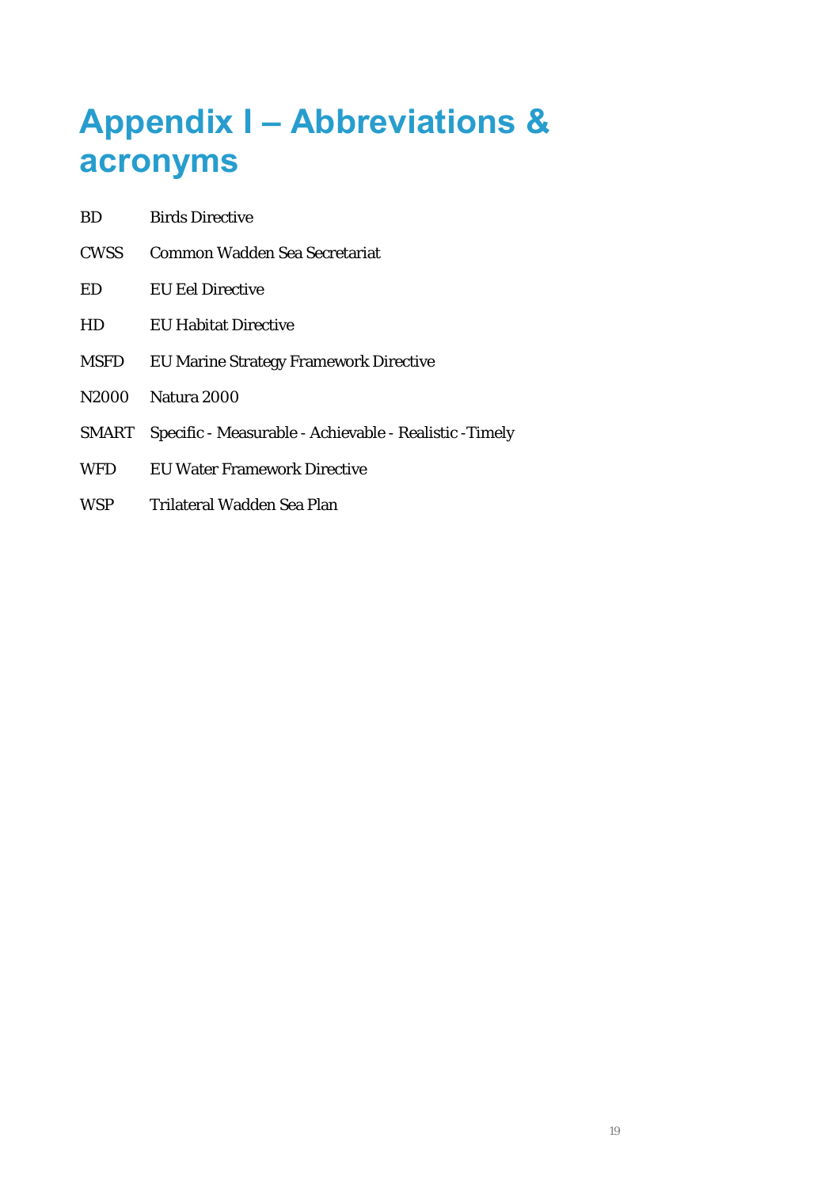# Appendix I – Abbreviations & acronyms

| | |
|---|---|
| BD | Birds Directive |
| CWSS | Common Wadden Sea Secretariat |
| ED | EU Eel Directive |
| HD | EU Habitat Directive |
| MSFD | EU Marine Strategy Framework Directive |
| N2000 | Natura 2000 |
| SMART | Specific - Measurable - Achievable - Realistic -Timely |
| WFD | EU Water Framework Directive |
| WSP | Trilateral Wadden Sea Plan |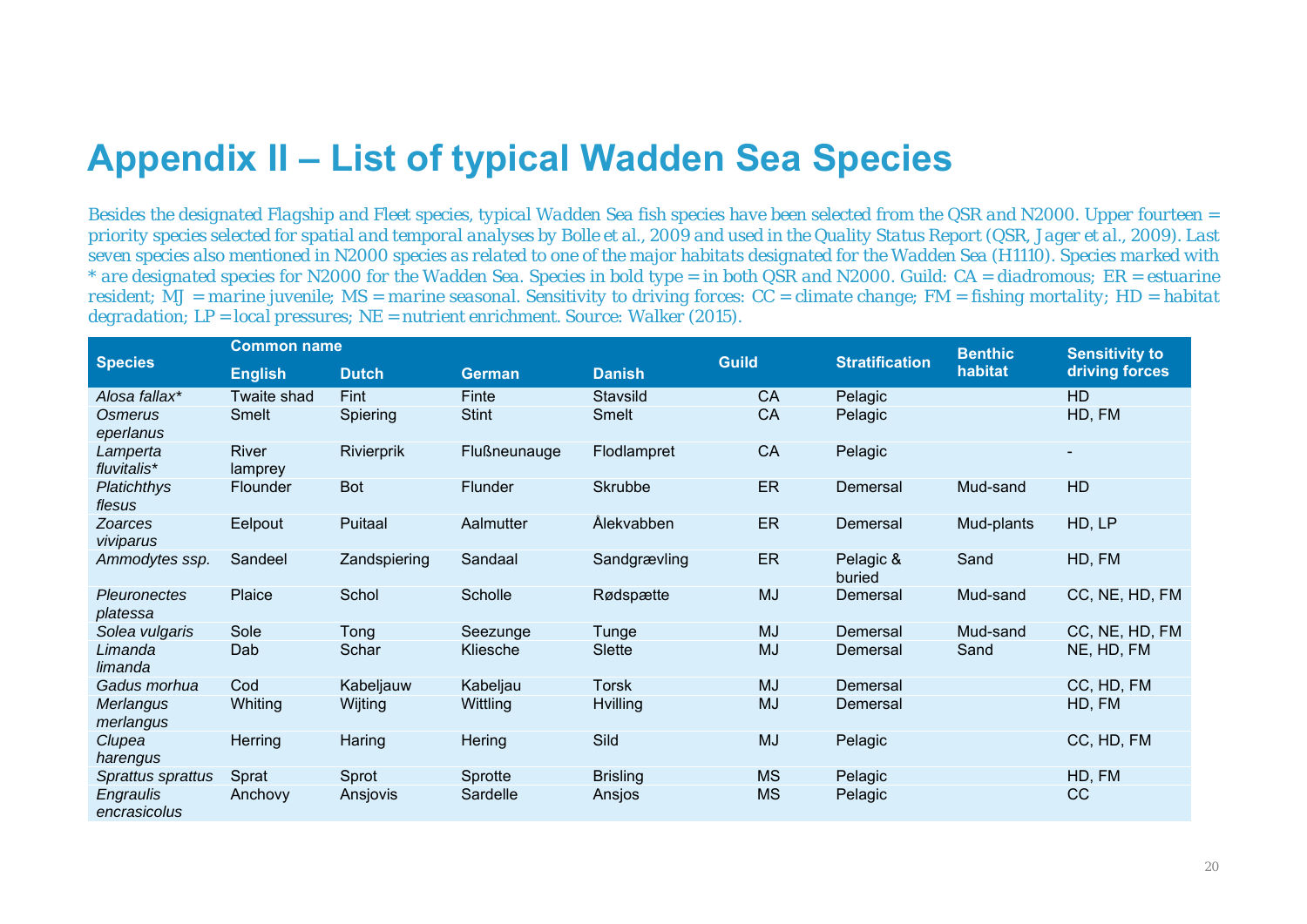# Appendix II – List of typical Wadden Sea Species

*Besides the designated Flagship and Fleet species, typical Wadden Sea fish species have been selected from the QSR and N2000. Upper fourteen = priority species selected for spatial and temporal analyses by Bolle et al., 2009 and used in the Quality Status Report (QSR, Jager et al., 2009). Last seven species also mentioned in N2000 species as related to one of the major habitats designated for the Wadden Sea (H1110). Species marked with * are designated species for N2000 for the Wadden Sea. Species in bold type = in both QSR and N2000. Guild: CA = diadromous; ER = estuarine resident; MJ = marine juvenile; MS = marine seasonal. Sensitivity to driving forces: CC = climate change; FM = fishing mortality; HD = habitat degradation; LP = local pressures; NE = nutrient enrichment. Source: Walker (2015).*

| Species | Common name | | | | Guild | Stratification | Benthic habitat | Sensitivity to driving forces |
|---|---|---|---|---|---|---|---|---|
| | English | Dutch | German | Danish | | | | |
| *Alosa fallax** | Twaite shad | Fint | Finte | Stavsild | CA | Pelagic | | HD |
| *Osmerus eperlanus* | Smelt | Spiering | Stint | Smelt | CA | Pelagic | | HD, FM |
| *Lamperta fluvitalis** | River lamprey | Rivierprik | Flußneunauge | Flodlampret | CA | Pelagic | | - |
| *Platichthys flesus* | Flounder | Bot | Flunder | Skrubbe | ER | Demersal | Mud-sand | HD |
| *Zoarces viviparus* | Eelpout | Puitaal | Aalmutter | Ålekvabben | ER | Demersal | Mud-plants | HD, LP |
| *Ammodytes ssp.* | Sandeel | Zandspiering | Sandaal | Sandgrævling | ER | Pelagic & buried | Sand | HD, FM |
| *Pleuronectes platessa* | Plaice | Schol | Scholle | Rødspætte | MJ | Demersal | Mud-sand | CC, NE, HD, FM |
| *Solea vulgaris* | Sole | Tong | Seezunge | Tunge | MJ | Demersal | Mud-sand | CC, NE, HD, FM |
| *Limanda limanda* | Dab | Schar | Kliesche | Slette | MJ | Demersal | Sand | NE, HD, FM |
| *Gadus morhua* | Cod | Kabeljauw | Kabeljau | Torsk | MJ | Demersal | | CC, HD, FM |
| *Merlangus merlangus* | Whiting | Wijting | Wittling | Hvilling | MJ | Demersal | | HD, FM |
| *Clupea harengus* | Herring | Haring | Hering | Sild | MJ | Pelagic | | CC, HD, FM |
| *Sprattus sprattus* | Sprat | Sprot | Sprotte | Brisling | MS | Pelagic | | HD, FM |
| *Engraulis encrasicolus* | Anchovy | Ansjovis | Sardelle | Ansjos | MS | Pelagic | | CC |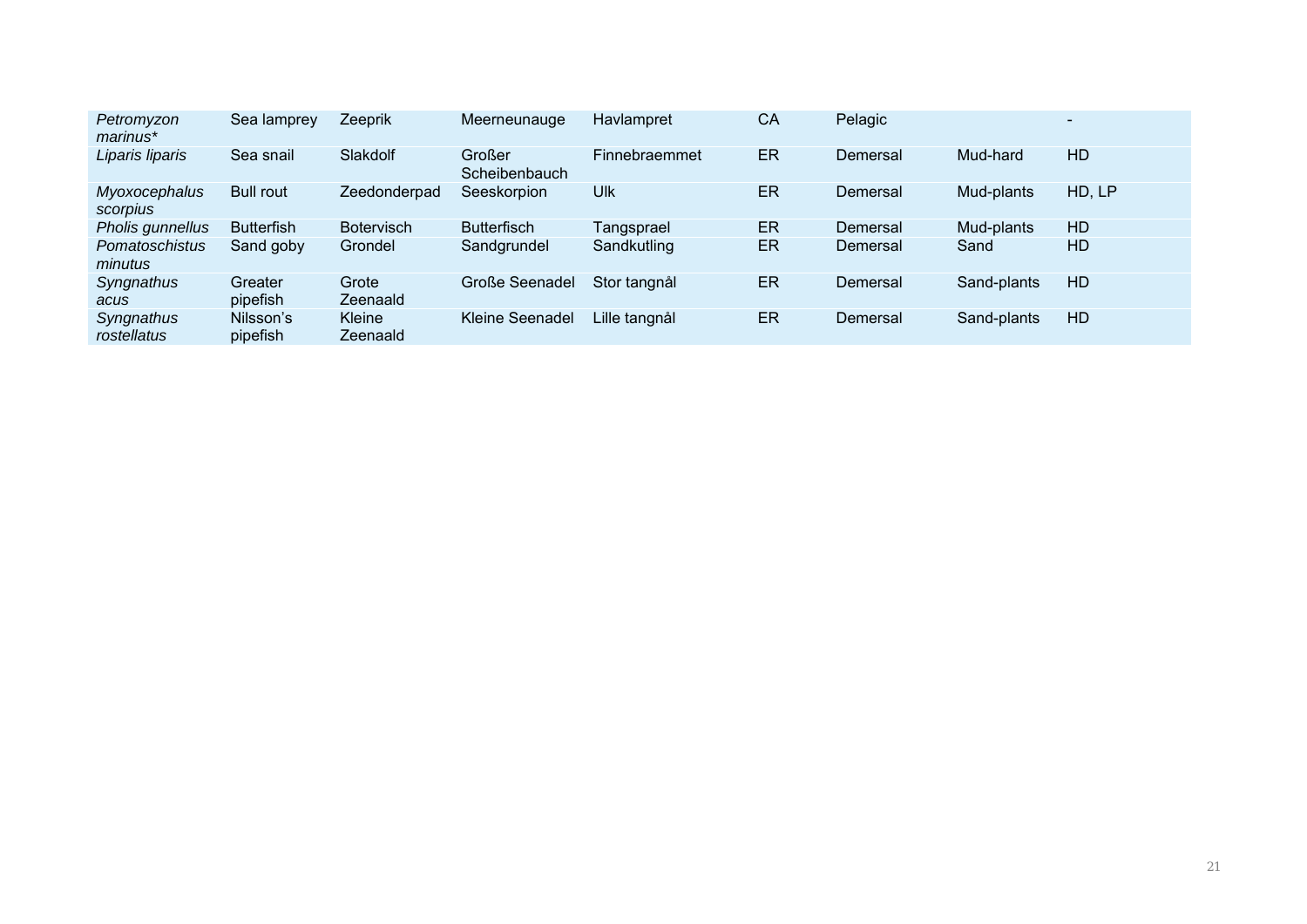| | | | | | | | | |
|---|---|---|---|---|---|---|---|---|
| *Petromyzon marinus** | Sea lamprey | Zeeprik | Meerneunauge | Havlampret | CA | Pelagic | | - |
| *Liparis liparis* | Sea snail | Slakdolf | Großer Scheibenbauch | Finnebraemmet | ER | Demersal | Mud-hard | HD |
| *Myoxocephalus scorpius* | Bull rout | Zeedonderpad | Seeskorpion | Ulk | ER | Demersal | Mud-plants | HD, LP |
| *Pholis gunnellus* | Butterfish | Botervisch | Butterfisch | Tangsprael | ER | Demersal | Mud-plants | HD |
| *Pomatoschistus minutus* | Sand goby | Grondel | Sandgrundel | Sandkutling | ER | Demersal | Sand | HD |
| *Syngnathus acus* | Greater pipefish | Grote Zeenaald | Große Seenadel | Stor tangnål | ER | Demersal | Sand-plants | HD |
| *Syngnathus rostellatus* | Nilsson's pipefish | Kleine Zeenaald | Kleine Seenadel | Lille tangnål | ER | Demersal | Sand-plants | HD |